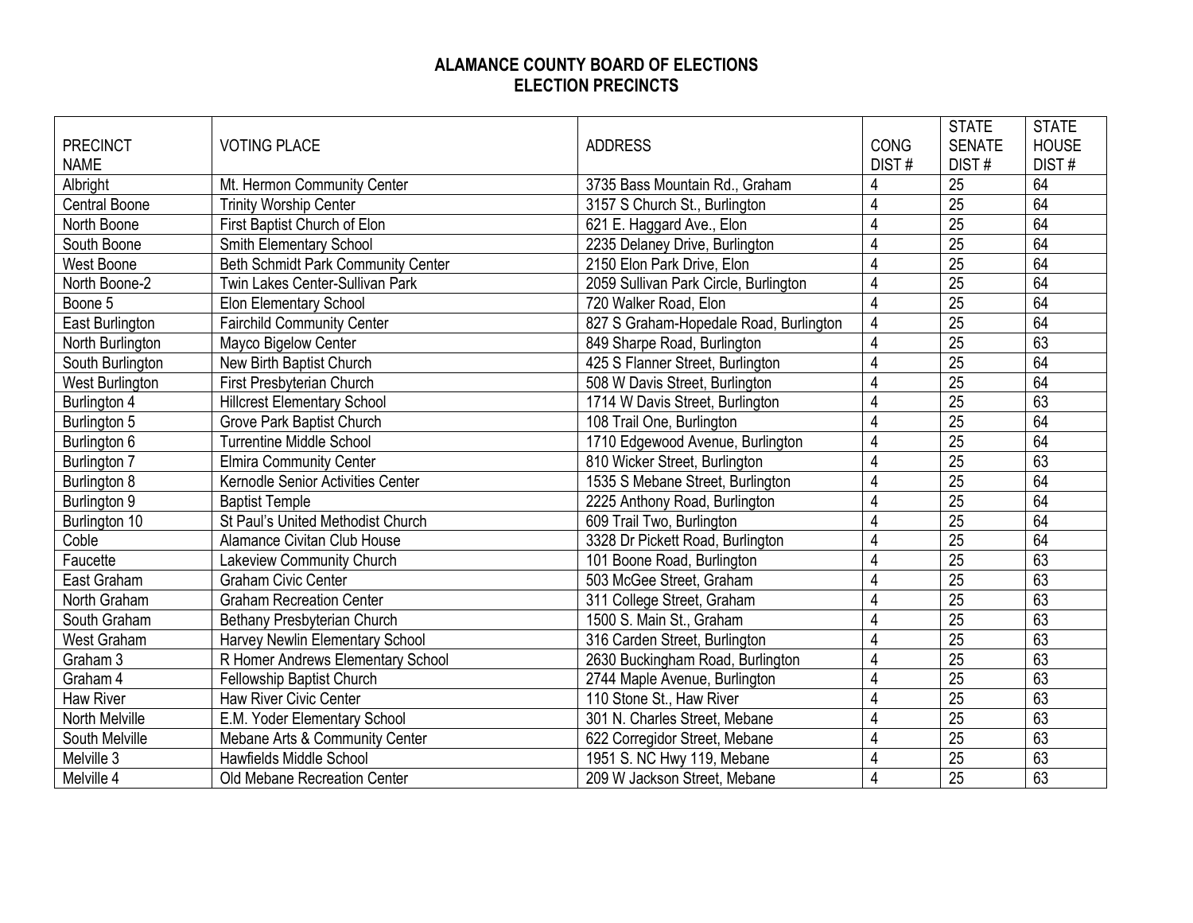# ALAMANCE COUNTY BOARD OF ELECTIONS
## ELECTION PRECINCTS

| PRECINCT NAME | VOTING PLACE | ADDRESS | CONG DIST # | STATE SENATE DIST # | STATE HOUSE DIST # |
|---|---|---|---|---|---|
| Albright | Mt. Hermon Community Center | 3735 Bass Mountain Rd., Graham | 4 | 25 | 64 |
| Central Boone | Trinity Worship Center | 3157 S Church St., Burlington | 4 | 25 | 64 |
| North Boone | First Baptist Church of Elon | 621 E. Haggard Ave., Elon | 4 | 25 | 64 |
| South Boone | Smith Elementary School | 2235 Delaney Drive, Burlington | 4 | 25 | 64 |
| West Boone | Beth Schmidt Park Community Center | 2150 Elon Park Drive, Elon | 4 | 25 | 64 |
| North Boone-2 | Twin Lakes Center-Sullivan Park | 2059 Sullivan Park Circle, Burlington | 4 | 25 | 64 |
| Boone 5 | Elon Elementary School | 720 Walker Road, Elon | 4 | 25 | 64 |
| East Burlington | Fairchild Community Center | 827 S Graham-Hopedale Road, Burlington | 4 | 25 | 64 |
| North Burlington | Mayco Bigelow Center | 849 Sharpe Road, Burlington | 4 | 25 | 63 |
| South Burlington | New Birth Baptist Church | 425 S Flanner Street, Burlington | 4 | 25 | 64 |
| West Burlington | First Presbyterian Church | 508 W Davis Street, Burlington | 4 | 25 | 64 |
| Burlington 4 | Hillcrest Elementary School | 1714 W Davis Street, Burlington | 4 | 25 | 63 |
| Burlington 5 | Grove Park Baptist Church | 108 Trail One, Burlington | 4 | 25 | 64 |
| Burlington 6 | Turrentine Middle School | 1710 Edgewood Avenue, Burlington | 4 | 25 | 64 |
| Burlington 7 | Elmira Community Center | 810 Wicker Street, Burlington | 4 | 25 | 63 |
| Burlington 8 | Kernodle Senior Activities Center | 1535 S Mebane Street, Burlington | 4 | 25 | 64 |
| Burlington 9 | Baptist Temple | 2225 Anthony Road, Burlington | 4 | 25 | 64 |
| Burlington 10 | St Paul's United Methodist Church | 609 Trail Two, Burlington | 4 | 25 | 64 |
| Coble | Alamance Civitan Club House | 3328 Dr Pickett Road, Burlington | 4 | 25 | 64 |
| Faucette | Lakeview Community Church | 101 Boone Road, Burlington | 4 | 25 | 63 |
| East Graham | Graham Civic Center | 503 McGee Street, Graham | 4 | 25 | 63 |
| North Graham | Graham Recreation Center | 311 College Street, Graham | 4 | 25 | 63 |
| South Graham | Bethany Presbyterian Church | 1500 S. Main St., Graham | 4 | 25 | 63 |
| West Graham | Harvey Newlin Elementary School | 316 Carden Street, Burlington | 4 | 25 | 63 |
| Graham 3 | R Homer Andrews Elementary School | 2630 Buckingham Road, Burlington | 4 | 25 | 63 |
| Graham 4 | Fellowship Baptist Church | 2744 Maple Avenue, Burlington | 4 | 25 | 63 |
| Haw River | Haw River Civic Center | 110 Stone St., Haw River | 4 | 25 | 63 |
| North Melville | E.M. Yoder Elementary School | 301 N. Charles Street, Mebane | 4 | 25 | 63 |
| South Melville | Mebane Arts & Community Center | 622 Corregidor Street, Mebane | 4 | 25 | 63 |
| Melville 3 | Hawfields Middle School | 1951 S. NC Hwy 119, Mebane | 4 | 25 | 63 |
| Melville 4 | Old Mebane Recreation Center | 209 W Jackson Street, Mebane | 4 | 25 | 63 |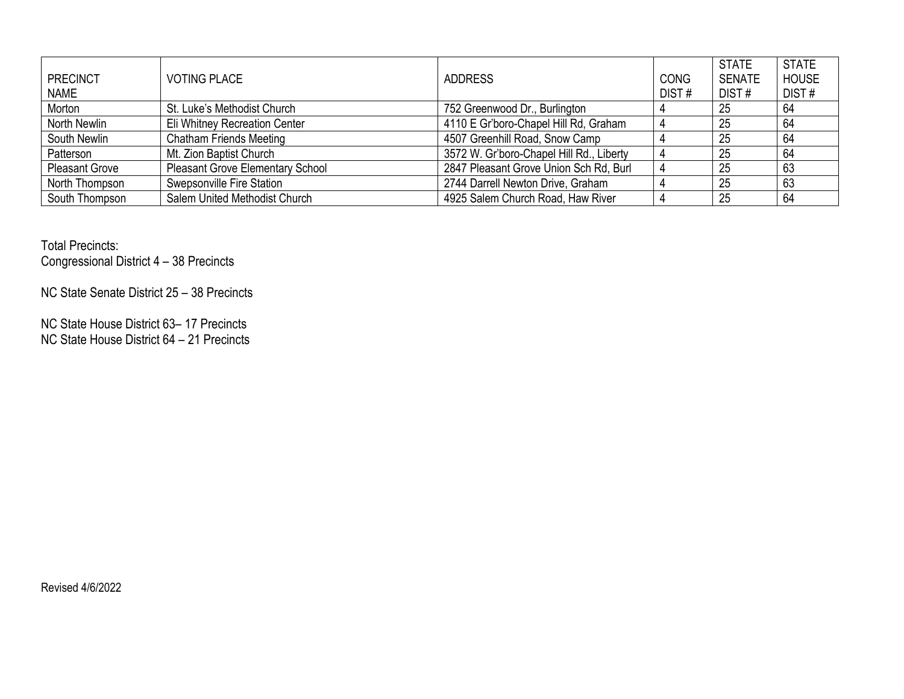| PRECINCT NAME | VOTING PLACE | ADDRESS | CONG DIST # | STATE SENATE DIST # | STATE HOUSE DIST # |
|---|---|---|---|---|---|
| Morton | St. Luke's Methodist Church | 752 Greenwood Dr., Burlington | 4 | 25 | 64 |
| North Newlin | Eli Whitney Recreation Center | 4110 E Gr'boro-Chapel Hill Rd, Graham | 4 | 25 | 64 |
| South Newlin | Chatham Friends Meeting | 4507 Greenhill Road, Snow Camp | 4 | 25 | 64 |
| Patterson | Mt. Zion Baptist Church | 3572 W. Gr'boro-Chapel Hill Rd., Liberty | 4 | 25 | 64 |
| Pleasant Grove | Pleasant Grove Elementary School | 2847 Pleasant Grove Union Sch Rd, Burl | 4 | 25 | 63 |
| North Thompson | Swepsonville Fire Station | 2744 Darrell Newton Drive, Graham | 4 | 25 | 63 |
| South Thompson | Salem United Methodist Church | 4925 Salem Church Road, Haw River | 4 | 25 | 64 |

Total Precincts:
Congressional District 4 – 38 Precincts

NC State Senate District 25 – 38 Precincts

NC State House District 63– 17 Precincts
NC State House District 64 – 21 Precincts

Revised 4/6/2022